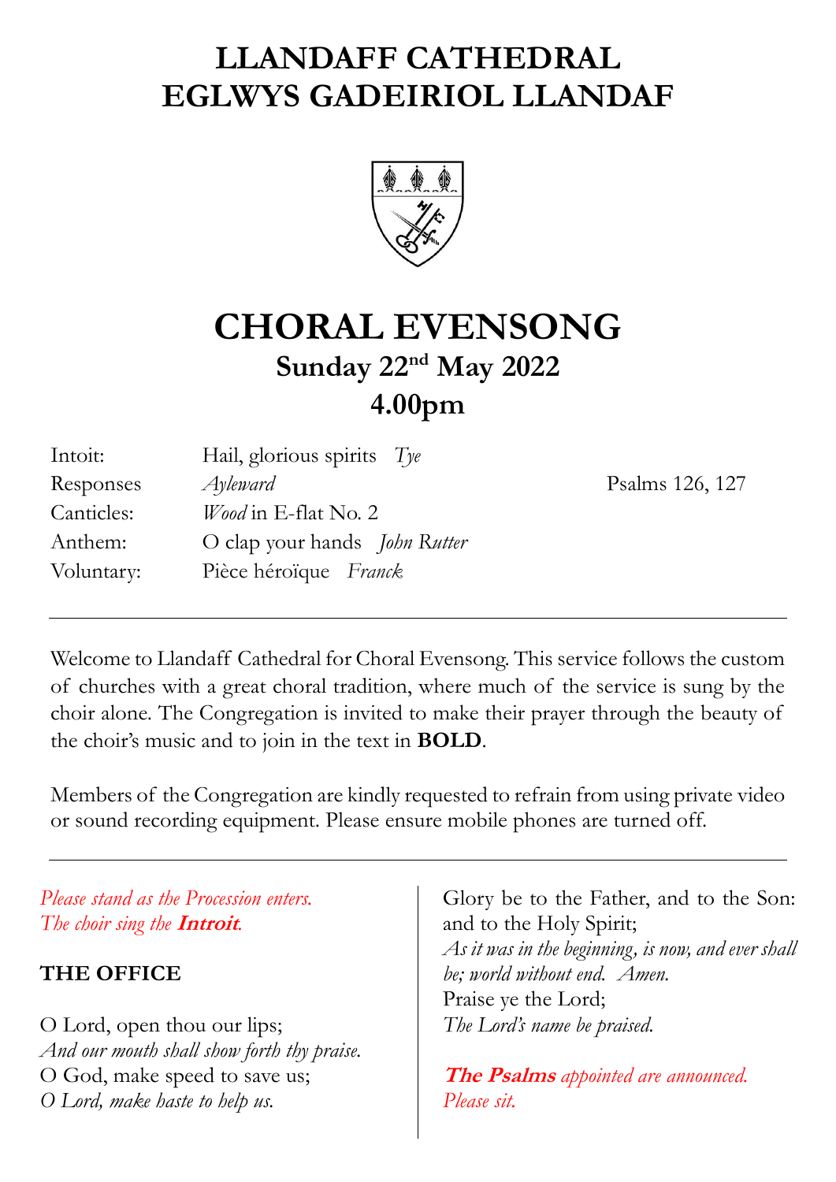# LLANDAFF CATHEDRAL
# EGLWYS GADEIRIOL LLANDAF

# CHORAL EVENSONG

## Sunday 22nd May 2022

## 4.00pm

| | | |
|---|---|---|
| Intoit: | Hail, glorious spirits *Tye* | |
| Responses | *Ayleward* | Psalms 126, 127 |
| Canticles: | *Wood* in E-flat No. 2 | |
| Anthem: | O clap your hands *John Rutter* | |
| Voluntary: | Pièce héroïque *Franck* | |

---

Welcome to Llandaff Cathedral for Choral Evensong. This service follows the custom of churches with a great choral tradition, where much of the service is sung by the choir alone. The Congregation is invited to make their prayer through the beauty of the choir's music and to join in the text in **BOLD**.

Members of the Congregation are kindly requested to refrain from using private video or sound recording equipment. Please ensure mobile phones are turned off.

---

*Please stand as the Procession enters.*
*The choir sing the* ***Introit****.*

### THE OFFICE

O Lord, open thou our lips;
*And our mouth shall show forth thy praise.*
O God, make speed to save us;
*O Lord, make haste to help us.*

Glory be to the Father, and to the Son:
and to the Holy Spirit;
*As it was in the beginning, is now, and ever shall be; world without end. Amen.*
Praise ye the Lord;
*The Lord's name be praised.*

***The Psalms*** *appointed are announced.*
*Please sit.*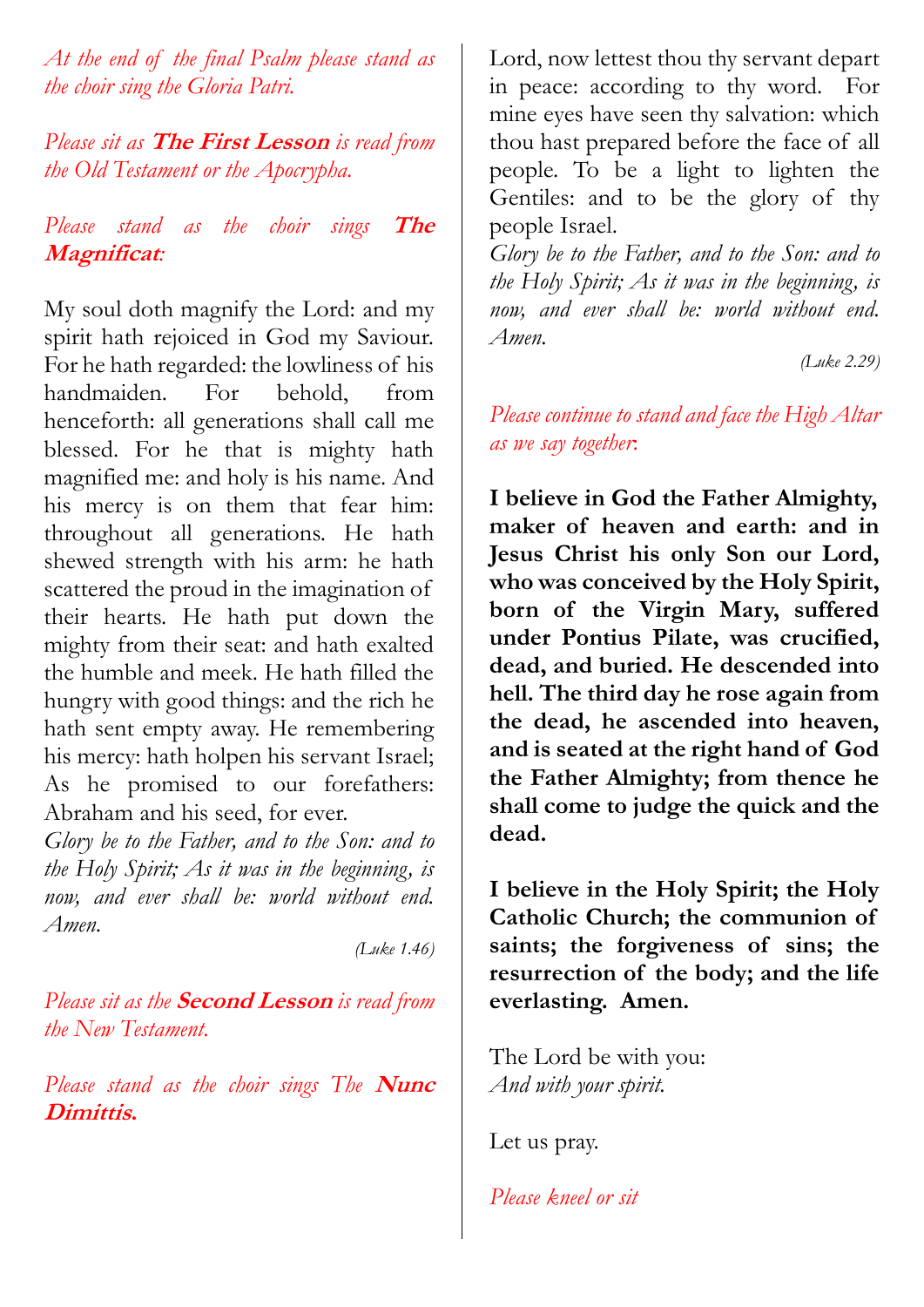*At the end of the final Psalm please stand as the choir sing the Gloria Patri.*

*Please sit as* ***The First Lesson*** *is read from the Old Testament or the Apocrypha.*

*Please stand as the choir sings* ***The Magnificat****:*

My soul doth magnify the Lord: and my spirit hath rejoiced in God my Saviour. For he hath regarded: the lowliness of his handmaiden. For behold, from henceforth: all generations shall call me blessed. For he that is mighty hath magnified me: and holy is his name. And his mercy is on them that fear him: throughout all generations. He hath shewed strength with his arm: he hath scattered the proud in the imagination of their hearts. He hath put down the mighty from their seat: and hath exalted the humble and meek. He hath filled the hungry with good things: and the rich he hath sent empty away. He remembering his mercy: hath holpen his servant Israel; As he promised to our forefathers: Abraham and his seed, for ever.
*Glory be to the Father, and to the Son: and to the Holy Spirit; As it was in the beginning, is now, and ever shall be: world without end. Amen.*

*(Luke 1.46)*

*Please sit as the* ***Second Lesson*** *is read from the New Testament.*

*Please stand as the choir sings The* ***Nunc Dimittis.***

Lord, now lettest thou thy servant depart in peace: according to thy word. For mine eyes have seen thy salvation: which thou hast prepared before the face of all people. To be a light to lighten the Gentiles: and to be the glory of thy people Israel.
*Glory be to the Father, and to the Son: and to the Holy Spirit; As it was in the beginning, is now, and ever shall be: world without end. Amen.*

*(Luke 2.29)*

*Please continue to stand and face the High Altar as we say together:*

**I believe in God the Father Almighty, maker of heaven and earth: and in Jesus Christ his only Son our Lord, who was conceived by the Holy Spirit, born of the Virgin Mary, suffered under Pontius Pilate, was crucified, dead, and buried. He descended into hell. The third day he rose again from the dead, he ascended into heaven, and is seated at the right hand of God the Father Almighty; from thence he shall come to judge the quick and the dead.**

**I believe in the Holy Spirit; the Holy Catholic Church; the communion of saints; the forgiveness of sins; the resurrection of the body; and the life everlasting. Amen.**

The Lord be with you:
*And with your spirit.*

Let us pray.

*Please kneel or sit*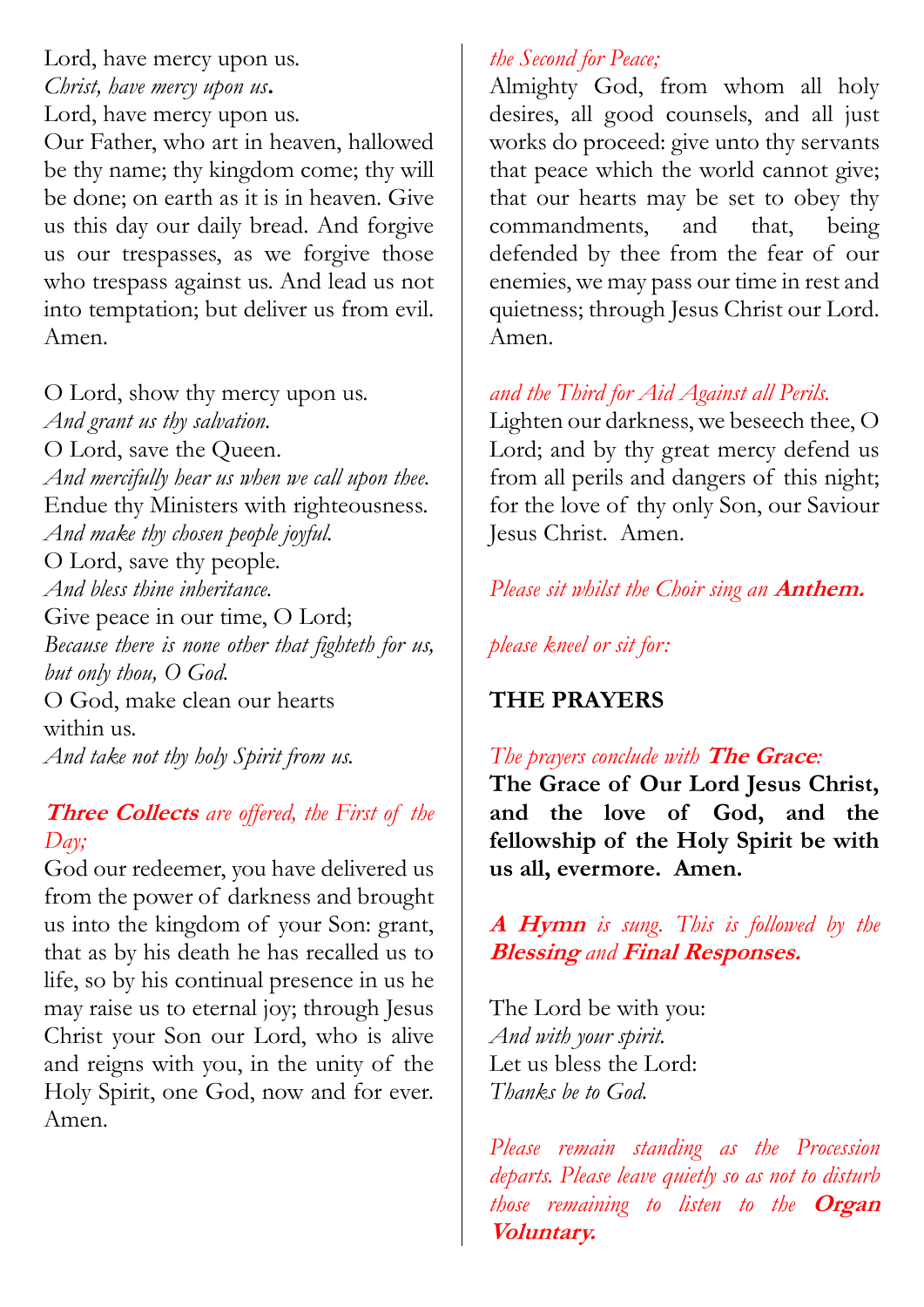Lord, have mercy upon us.
*Christ, have mercy upon us***.**
Lord, have mercy upon us.
Our Father, who art in heaven, hallowed be thy name; thy kingdom come; thy will be done; on earth as it is in heaven. Give us this day our daily bread. And forgive us our trespasses, as we forgive those who trespass against us. And lead us not into temptation; but deliver us from evil. Amen.

O Lord, show thy mercy upon us.
*And grant us thy salvation.*
O Lord, save the Queen.
*And mercifully hear us when we call upon thee.*
Endue thy Ministers with righteousness.
*And make thy chosen people joyful.*
O Lord, save thy people.
*And bless thine inheritance.*
Give peace in our time, O Lord;
*Because there is none other that fighteth for us, but only thou, O God.*
O God, make clean our hearts within us.
*And take not thy holy Spirit from us.*

***Three Collects** are offered, the First of the Day;*

God our redeemer, you have delivered us from the power of darkness and brought us into the kingdom of your Son: grant, that as by his death he has recalled us to life, so by his continual presence in us he may raise us to eternal joy; through Jesus Christ your Son our Lord, who is alive and reigns with you, in the unity of the Holy Spirit, one God, now and for ever. Amen.

*the Second for Peace;*

Almighty God, from whom all holy desires, all good counsels, and all just works do proceed: give unto thy servants that peace which the world cannot give; that our hearts may be set to obey thy commandments, and that, being defended by thee from the fear of our enemies, we may pass our time in rest and quietness; through Jesus Christ our Lord. Amen.

*and the Third for Aid Against all Perils.*

Lighten our darkness, we beseech thee, O Lord; and by thy great mercy defend us from all perils and dangers of this night; for the love of thy only Son, our Saviour Jesus Christ. Amen.

*Please sit whilst the Choir sing an **Anthem.***

*please kneel or sit for:*

**THE PRAYERS**

*The prayers conclude with **The Grace**:*

**The Grace of Our Lord Jesus Christ, and the love of God, and the fellowship of the Holy Spirit be with us all, evermore. Amen.**

***A Hymn** is sung. This is followed by the **Blessing** and **Final Responses.***

The Lord be with you:
*And with your spirit.*
Let us bless the Lord:
*Thanks be to God.*

*Please remain standing as the Procession departs. Please leave quietly so as not to disturb those remaining to listen to the **Organ Voluntary.***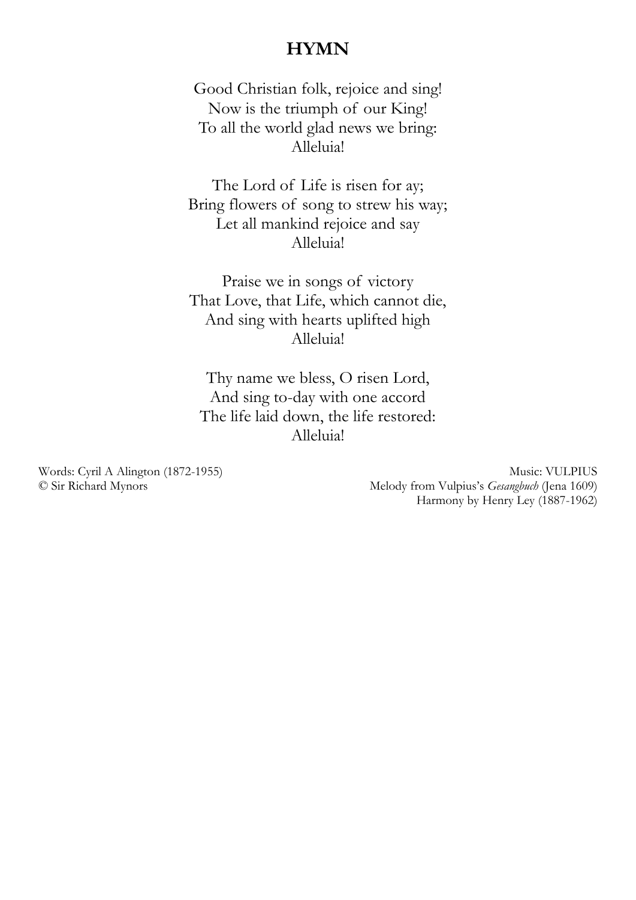## HYMN

Good Christian folk, rejoice and sing!
Now is the triumph of our King!
To all the world glad news we bring:
Alleluia!

The Lord of Life is risen for ay;
Bring flowers of song to strew his way;
Let all mankind rejoice and say
Alleluia!

Praise we in songs of victory
That Love, that Life, which cannot die,
And sing with hearts uplifted high
Alleluia!

Thy name we bless, O risen Lord,
And sing to-day with one accord
The life laid down, the life restored:
Alleluia!

Words: Cyril A Alington (1872-1955)
© Sir Richard Mynors

Music: VULPIUS
Melody from Vulpius's *Gesangbuch* (Jena 1609)
Harmony by Henry Ley (1887-1962)